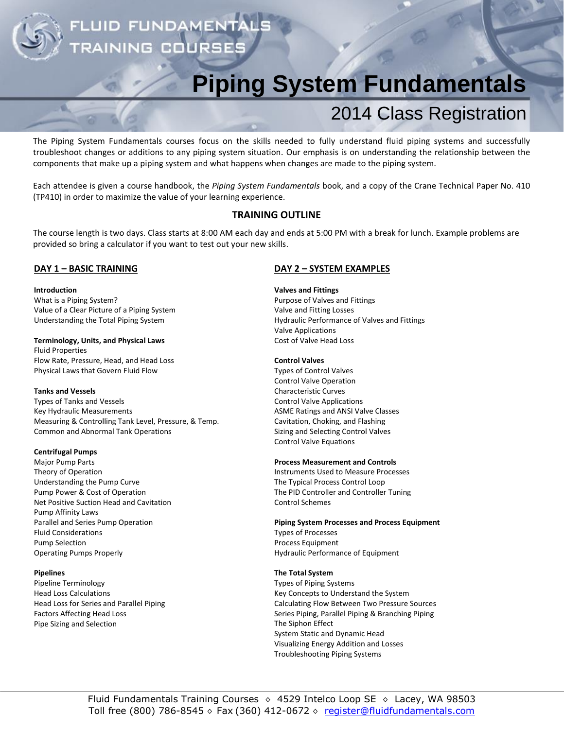FLUID FUNDAMENTALS TRAINING COURSES

# Piping System Fundamentals

## 2014 Class Registration

The Piping System Fundamentals courses focus on the skills needed to fully understand fluid piping systems and successfully troubleshoot changes or additions to any piping system situation. Our emphasis is on understanding the relationship between the components that make up a piping system and what happens when changes are made to the piping system.

Each attendee is given a course handbook, the *Piping System Fundamentals* book, and a copy of the Crane Technical Paper No. 410 (TP410) in order to maximize the value of your learning experience.

### TRAINING OUTLINE

The course length is two days. Class starts at 8:00 AM each day and ends at 5:00 PM with a break for lunch. Example problems are provided so bring a calculator if you want to test out your new skills.

### DAY 1 – BASIC TRAINING

**Introduction**
What is a Piping System?
Value of a Clear Picture of a Piping System
Understanding the Total Piping System

**Terminology, Units, and Physical Laws**
Fluid Properties
Flow Rate, Pressure, Head, and Head Loss
Physical Laws that Govern Fluid Flow

**Tanks and Vessels**
Types of Tanks and Vessels
Key Hydraulic Measurements
Measuring & Controlling Tank Level, Pressure, & Temp.
Common and Abnormal Tank Operations

**Centrifugal Pumps**
Major Pump Parts
Theory of Operation
Understanding the Pump Curve
Pump Power & Cost of Operation
Net Positive Suction Head and Cavitation
Pump Affinity Laws
Parallel and Series Pump Operation
Fluid Considerations
Pump Selection
Operating Pumps Properly

**Pipelines**
Pipeline Terminology
Head Loss Calculations
Head Loss for Series and Parallel Piping
Factors Affecting Head Loss
Pipe Sizing and Selection

### DAY 2 – SYSTEM EXAMPLES

**Valves and Fittings**
Purpose of Valves and Fittings
Valve and Fitting Losses
Hydraulic Performance of Valves and Fittings
Valve Applications
Cost of Valve Head Loss

**Control Valves**
Types of Control Valves
Control Valve Operation
Characteristic Curves
Control Valve Applications
ASME Ratings and ANSI Valve Classes
Cavitation, Choking, and Flashing
Sizing and Selecting Control Valves
Control Valve Equations

**Process Measurement and Controls**
Instruments Used to Measure Processes
The Typical Process Control Loop
The PID Controller and Controller Tuning
Control Schemes

**Piping System Processes and Process Equipment**
Types of Processes
Process Equipment
Hydraulic Performance of Equipment

**The Total System**
Types of Piping Systems
Key Concepts to Understand the System
Calculating Flow Between Two Pressure Sources
Series Piping, Parallel Piping & Branching Piping
The Siphon Effect
System Static and Dynamic Head
Visualizing Energy Addition and Losses
Troubleshooting Piping Systems

Fluid Fundamentals Training Courses ◇ 4529 Intelco Loop SE ◇ Lacey, WA 98503
Toll free (800) 786-8545 ◇ Fax (360) 412-0672 ◇ register@fluidfundamentals.com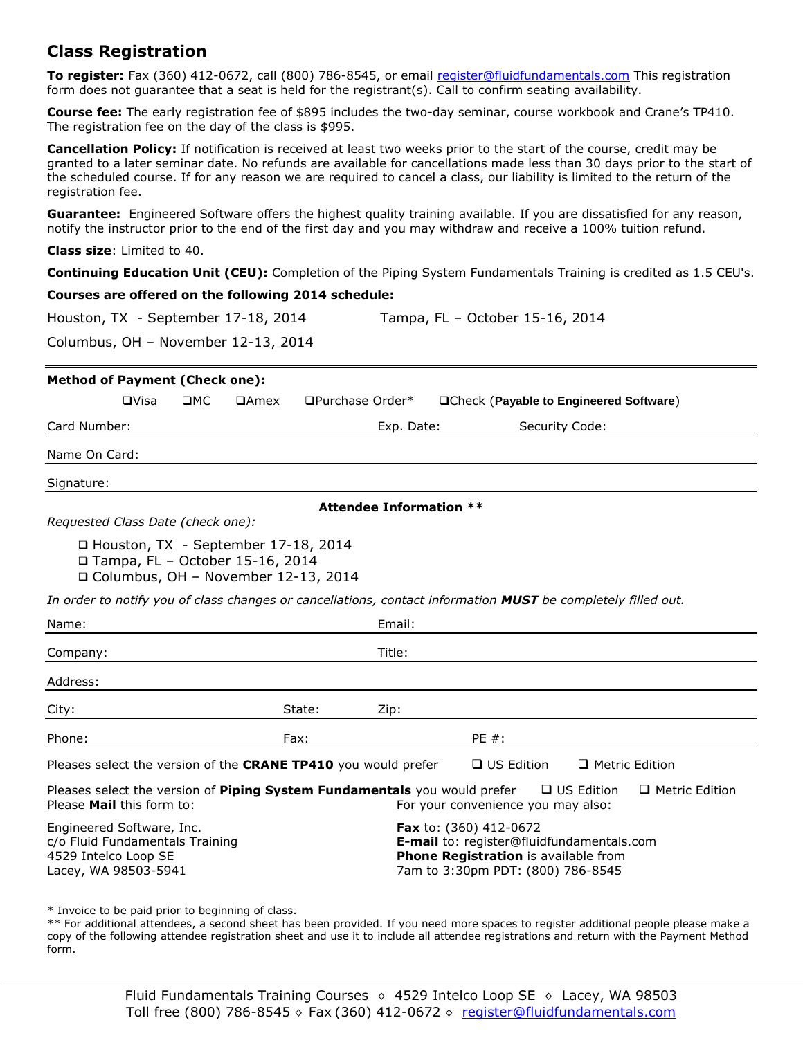## Class Registration

**To register:** Fax (360) 412-0672, call (800) 786-8545, or email register@fluidfundamentals.com This registration form does not guarantee that a seat is held for the registrant(s). Call to confirm seating availability.

**Course fee:** The early registration fee of $895 includes the two-day seminar, course workbook and Crane's TP410. The registration fee on the day of the class is $995.

**Cancellation Policy:** If notification is received at least two weeks prior to the start of the course, credit may be granted to a later seminar date. No refunds are available for cancellations made less than 30 days prior to the start of the scheduled course. If for any reason we are required to cancel a class, our liability is limited to the return of the registration fee.

**Guarantee:** Engineered Software offers the highest quality training available. If you are dissatisfied for any reason, notify the instructor prior to the end of the first day and you may withdraw and receive a 100% tuition refund.

**Class size**: Limited to 40.

**Continuing Education Unit (CEU):** Completion of the Piping System Fundamentals Training is credited as 1.5 CEU's.

**Courses are offered on the following 2014 schedule:**

Houston, TX - September 17-18, 2014

Tampa, FL – October 15-16, 2014

Columbus, OH – November 12-13, 2014

---

**Method of Payment (Check one):**

❑Visa ❑MC ❑Amex ❑Purchase Order* ❑Check (**Payable to Engineered Software**)

Card Number: Exp. Date: Security Code:

Name On Card:

Signature:

**Attendee Information \*\***

*Requested Class Date (check one):*

- ❑ Houston, TX - September 17-18, 2014
- ❑ Tampa, FL – October 15-16, 2014
- ❑ Columbus, OH – November 12-13, 2014

*In order to notify you of class changes or cancellations, contact information **MUST** be completely filled out.*

Name: Email:

Company: Title:

Address:

City: State: Zip:

Phone: Fax: PE #:

Pleases select the version of the **CRANE TP410** you would prefer ❑ US Edition ❑ Metric Edition

Pleases select the version of **Piping System Fundamentals** you would prefer ❑ US Edition ❑ Metric Edition

Please **Mail** this form to:

Engineered Software, Inc.
c/o Fluid Fundamentals Training
4529 Intelco Loop SE
Lacey, WA 98503-5941

For your convenience you may also:

**Fax** to: (360) 412-0672
**E-mail** to: register@fluidfundamentals.com
**Phone Registration** is available from 7am to 3:30pm PDT: (800) 786-8545

\* Invoice to be paid prior to beginning of class.
\*\* For additional attendees, a second sheet has been provided. If you need more spaces to register additional people please make a copy of the following attendee registration sheet and use it to include all attendee registrations and return with the Payment Method form.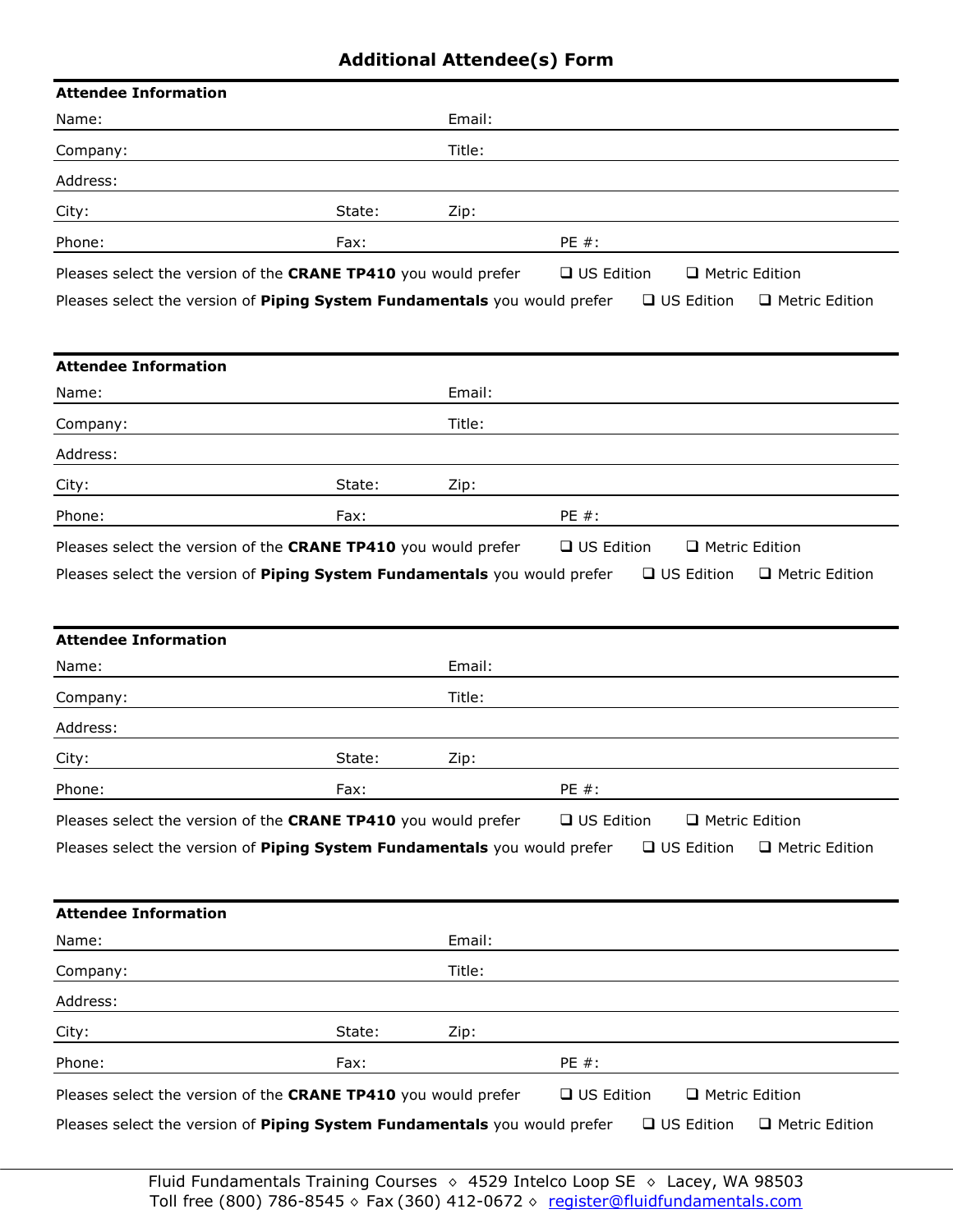# Additional Attendee(s) Form

**Attendee Information**

Name: Email:

Company: Title:

Address:

City: State: Zip:

Phone: Fax: PE #:

Pleases select the version of the **CRANE TP410** you would prefer ❑ US Edition ❑ Metric Edition

Pleases select the version of **Piping System Fundamentals** you would prefer ❑ US Edition ❑ Metric Edition

**Attendee Information**

Name: Email:

Company: Title:

Address:

City: State: Zip:

Phone: Fax: PE #:

Pleases select the version of the **CRANE TP410** you would prefer ❑ US Edition ❑ Metric Edition

Pleases select the version of **Piping System Fundamentals** you would prefer ❑ US Edition ❑ Metric Edition

**Attendee Information**

Name: Email:

Company: Title:

Address:

City: State: Zip:

Phone: Fax: PE #:

Pleases select the version of the **CRANE TP410** you would prefer ❑ US Edition ❑ Metric Edition

Pleases select the version of **Piping System Fundamentals** you would prefer ❑ US Edition ❑ Metric Edition

**Attendee Information**

Name: Email:

Company: Title:

Address:

City: State: Zip:

Phone: Fax: PE #:

Pleases select the version of the **CRANE TP410** you would prefer ❑ US Edition ❑ Metric Edition

Pleases select the version of **Piping System Fundamentals** you would prefer ❑ US Edition ❑ Metric Edition

Fluid Fundamentals Training Courses ◇ 4529 Intelco Loop SE ◇ Lacey, WA 98503
Toll free (800) 786-8545 ◇ Fax (360) 412-0672 ◇ register@fluidfundamentals.com